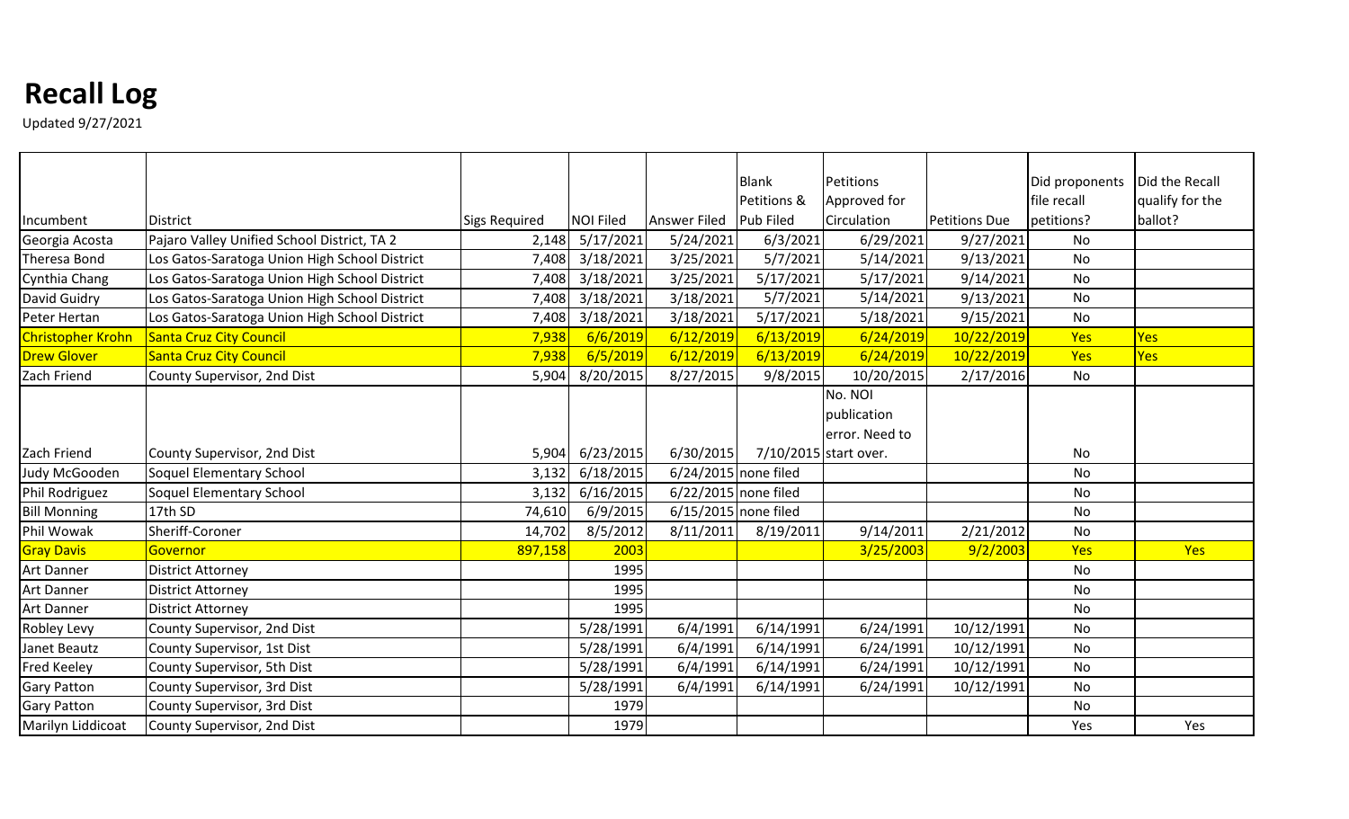# Recall Log

Updated 9/27/2021

| Incumbent | District | Sigs Required | NOI Filed | Answer Filed | Blank Petitions & Pub Filed | Petitions Approved for Circulation | Petitions Due | Did proponents file recall petitions? | Did the Recall qualify for the ballot? |
|---|---|---|---|---|---|---|---|---|---|
| Georgia Acosta | Pajaro Valley Unified School District, TA 2 | 2,148 | 5/17/2021 | 5/24/2021 | 6/3/2021 | 6/29/2021 | 9/27/2021 | No | |
| Theresa Bond | Los Gatos-Saratoga Union High School District | 7,408 | 3/18/2021 | 3/25/2021 | 5/7/2021 | 5/14/2021 | 9/13/2021 | No | |
| Cynthia Chang | Los Gatos-Saratoga Union High School District | 7,408 | 3/18/2021 | 3/25/2021 | 5/17/2021 | 5/17/2021 | 9/14/2021 | No | |
| David Guidry | Los Gatos-Saratoga Union High School District | 7,408 | 3/18/2021 | 3/18/2021 | 5/7/2021 | 5/14/2021 | 9/13/2021 | No | |
| Peter Hertan | Los Gatos-Saratoga Union High School District | 7,408 | 3/18/2021 | 3/18/2021 | 5/17/2021 | 5/18/2021 | 9/15/2021 | No | |
| Christopher Krohn | Santa Cruz City Council | 7,938 | 6/6/2019 | 6/12/2019 | 6/13/2019 | 6/24/2019 | 10/22/2019 | Yes | Yes |
| Drew Glover | Santa Cruz City Council | 7,938 | 6/5/2019 | 6/12/2019 | 6/13/2019 | 6/24/2019 | 10/22/2019 | Yes | Yes |
| Zach Friend | County Supervisor, 2nd Dist | 5,904 | 8/20/2015 | 8/27/2015 | 9/8/2015 | 10/20/2015 | 2/17/2016 | No | |
| Zach Friend | County Supervisor, 2nd Dist | 5,904 | 6/23/2015 | 6/30/2015 | 7/10/2015 | No. NOI publication error. Need to start over. | | No | |
| Judy McGooden | Soquel Elementary School | 3,132 | 6/18/2015 | 6/24/2015 | none filed | | | No | |
| Phil Rodriguez | Soquel Elementary School | 3,132 | 6/16/2015 | 6/22/2015 | none filed | | | No | |
| Bill Monning | 17th SD | 74,610 | 6/9/2015 | 6/15/2015 | none filed | | | No | |
| Phil Wowak | Sheriff-Coroner | 14,702 | 8/5/2012 | 8/11/2011 | 8/19/2011 | 9/14/2011 | 2/21/2012 | No | |
| Gray Davis | Governor | 897,158 | 2003 | | | 3/25/2003 | 9/2/2003 | Yes | Yes |
| Art Danner | District Attorney | | 1995 | | | | | No | |
| Art Danner | District Attorney | | 1995 | | | | | No | |
| Art Danner | District Attorney | | 1995 | | | | | No | |
| Robley Levy | County Supervisor, 2nd Dist | | 5/28/1991 | 6/4/1991 | 6/14/1991 | 6/24/1991 | 10/12/1991 | No | |
| Janet Beautz | County Supervisor, 1st Dist | | 5/28/1991 | 6/4/1991 | 6/14/1991 | 6/24/1991 | 10/12/1991 | No | |
| Fred Keeley | County Supervisor, 5th Dist | | 5/28/1991 | 6/4/1991 | 6/14/1991 | 6/24/1991 | 10/12/1991 | No | |
| Gary Patton | County Supervisor, 3rd Dist | | 5/28/1991 | 6/4/1991 | 6/14/1991 | 6/24/1991 | 10/12/1991 | No | |
| Gary Patton | County Supervisor, 3rd Dist | | 1979 | | | | | No | |
| Marilyn Liddicoat | County Supervisor, 2nd Dist | | 1979 | | | | | Yes | Yes |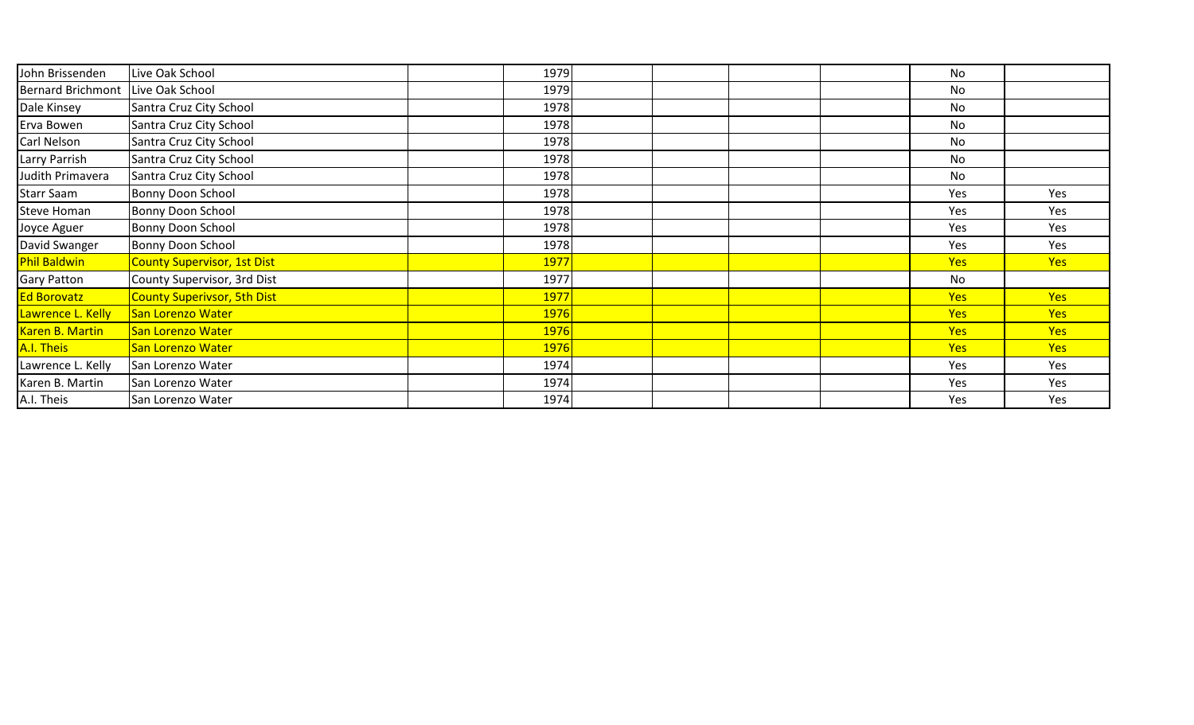| | | | | | | | | | |
|---|---|---|---|---|---|---|---|---|---|
| John Brissenden | Live Oak School | | 1979 | | | | | No | |
| Bernard Brichmont | Live Oak School | | 1979 | | | | | No | |
| Dale Kinsey | Santra Cruz City School | | 1978 | | | | | No | |
| Erva Bowen | Santra Cruz City School | | 1978 | | | | | No | |
| Carl Nelson | Santra Cruz City School | | 1978 | | | | | No | |
| Larry Parrish | Santra Cruz City School | | 1978 | | | | | No | |
| Judith Primavera | Santra Cruz City School | | 1978 | | | | | No | |
| Starr Saam | Bonny Doon School | | 1978 | | | | | Yes | Yes |
| Steve Homan | Bonny Doon School | | 1978 | | | | | Yes | Yes |
| Joyce Aguer | Bonny Doon School | | 1978 | | | | | Yes | Yes |
| David Swanger | Bonny Doon School | | 1978 | | | | | Yes | Yes |
| Phil Baldwin | County Supervisor, 1st Dist | | 1977 | | | | | Yes | Yes |
| Gary Patton | County Supervisor, 3rd Dist | | 1977 | | | | | No | |
| Ed Borovatz | County Superivsor, 5th Dist | | 1977 | | | | | Yes | Yes |
| Lawrence L. Kelly | San Lorenzo Water | | 1976 | | | | | Yes | Yes |
| Karen B. Martin | San Lorenzo Water | | 1976 | | | | | Yes | Yes |
| A.I. Theis | San Lorenzo Water | | 1976 | | | | | Yes | Yes |
| Lawrence L. Kelly | San Lorenzo Water | | 1974 | | | | | Yes | Yes |
| Karen B. Martin | San Lorenzo Water | | 1974 | | | | | Yes | Yes |
| A.I. Theis | San Lorenzo Water | | 1974 | | | | | Yes | Yes |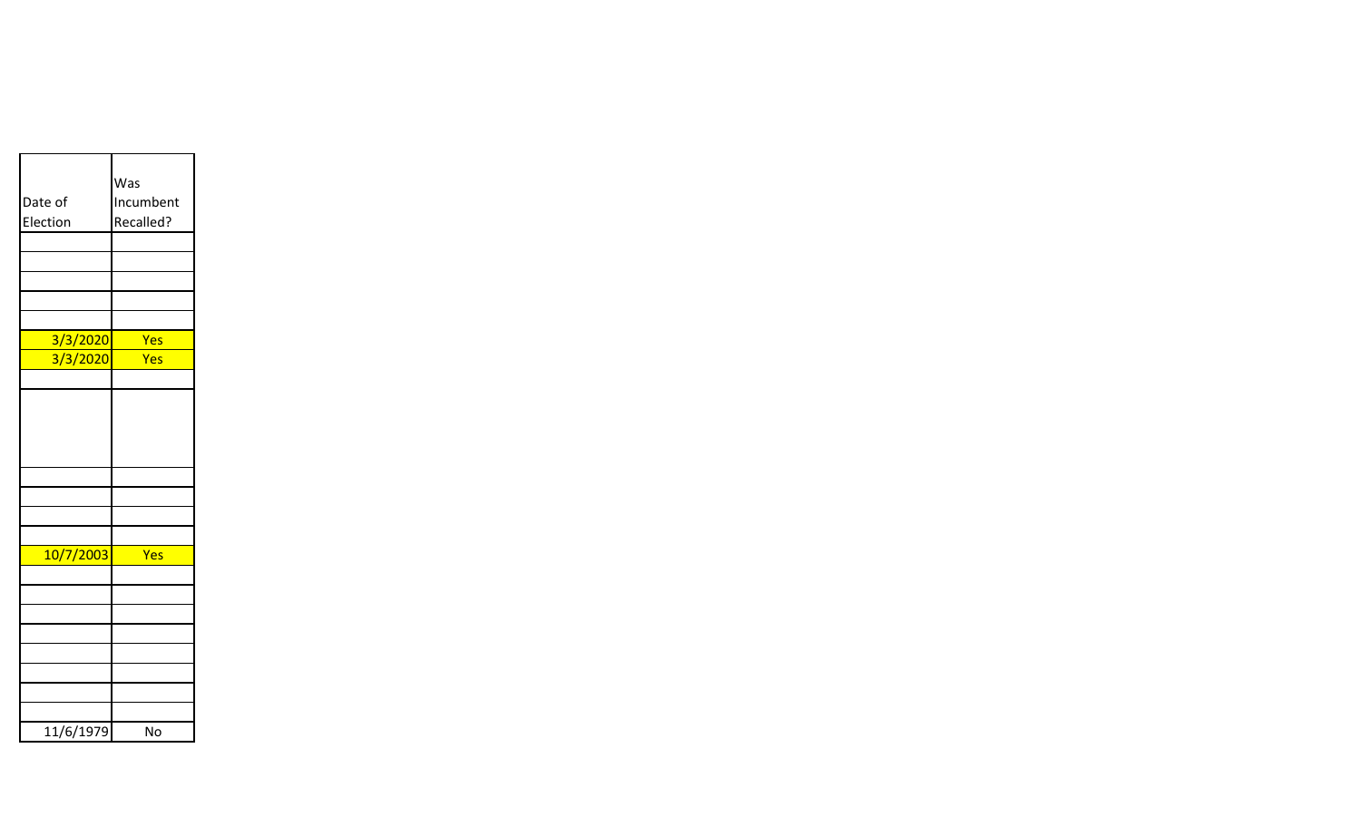| Date of Election | Was Incumbent Recalled? |
|---|---|
| | |
| | |
| | |
| | |
| | |
| 3/3/2020 | Yes |
| 3/3/2020 | Yes |
| | |
| | |
| | |
| | |
| | |
| | |
| 10/7/2003 | Yes |
| | |
| | |
| | |
| | |
| | |
| | |
| | |
| | |
| 11/6/1979 | No |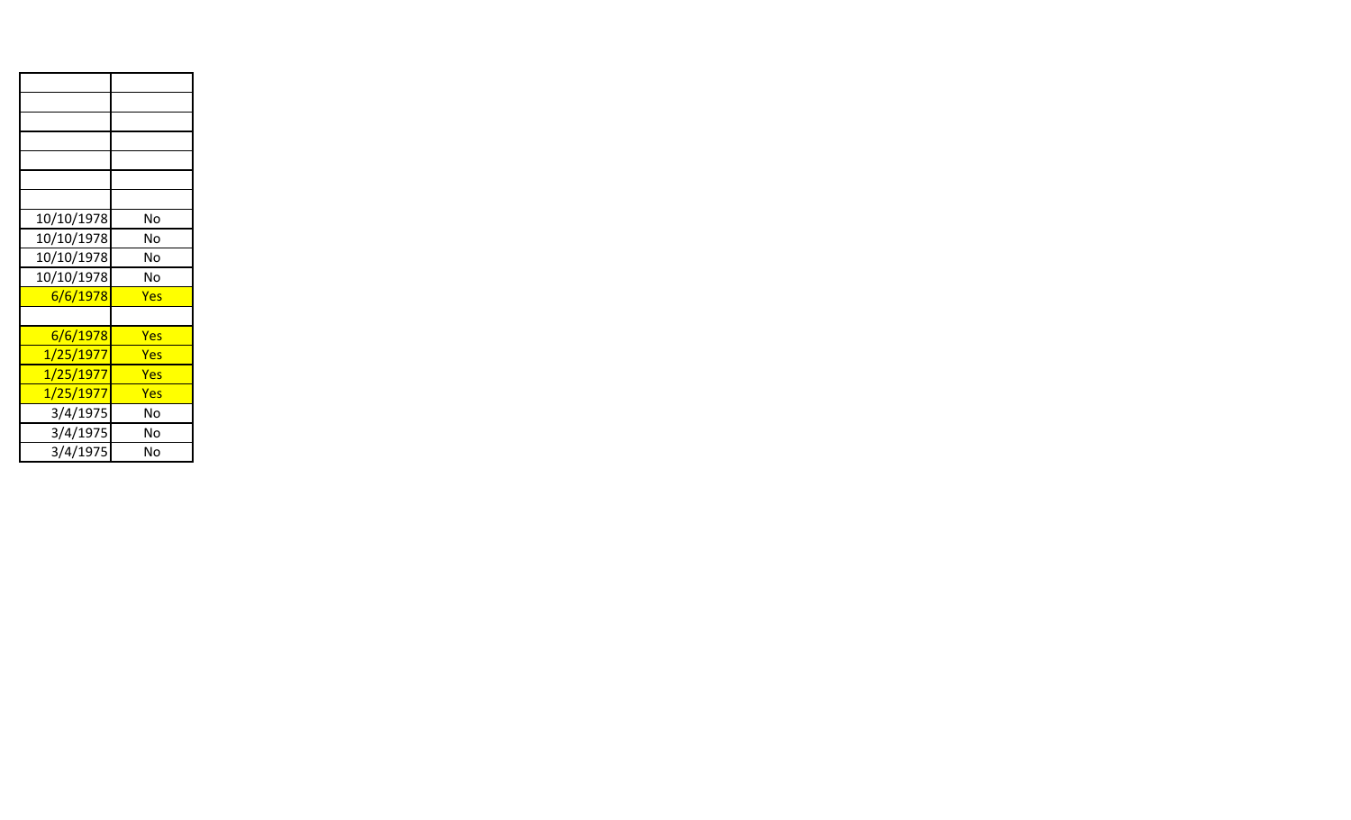| | |
|---|---|
| | |
| | |
| | |
| | |
| | |
| | |
| | |
| 10/10/1978 | No |
| 10/10/1978 | No |
| 10/10/1978 | No |
| 10/10/1978 | No |
| 6/6/1978 | Yes |
| | |
| 6/6/1978 | Yes |
| 1/25/1977 | Yes |
| 1/25/1977 | Yes |
| 1/25/1977 | Yes |
| 3/4/1975 | No |
| 3/4/1975 | No |
| 3/4/1975 | No |